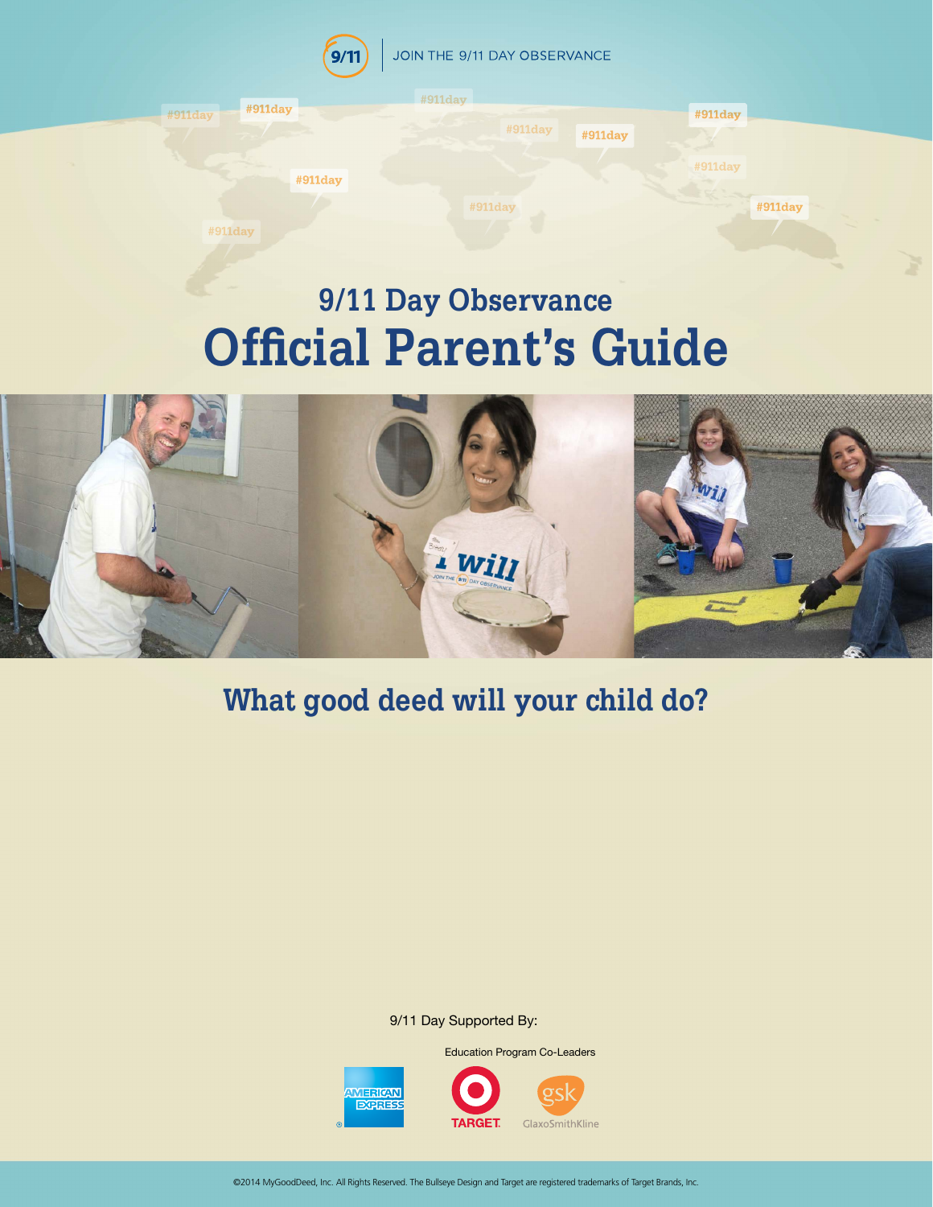JOIN THE 9/11 DAY OBSERVANCE

# 9/11 Day Observance
# Official Parent's Guide

## What good deed will your child do?

9/11 Day Supported By:

Education Program Co-Leaders

©2014 MyGoodDeed, Inc. All Rights Reserved. The Bullseye Design and Target are registered trademarks of Target Brands, Inc.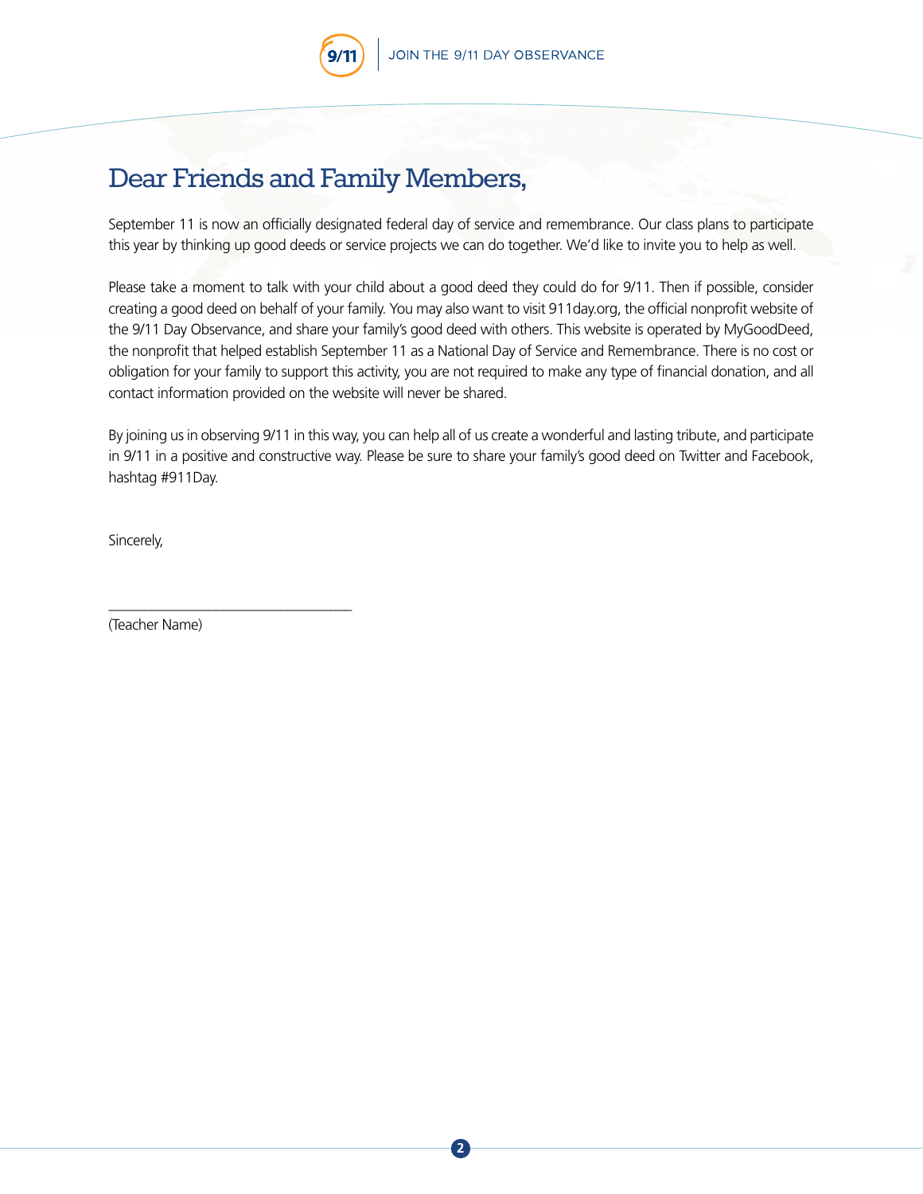# Dear Friends and Family Members,

September 11 is now an officially designated federal day of service and remembrance. Our class plans to participate this year by thinking up good deeds or service projects we can do together. We'd like to invite you to help as well.

Please take a moment to talk with your child about a good deed they could do for 9/11. Then if possible, consider creating a good deed on behalf of your family. You may also want to visit 911day.org, the official nonprofit website of the 9/11 Day Observance, and share your family's good deed with others. This website is operated by MyGoodDeed, the nonprofit that helped establish September 11 as a National Day of Service and Remembrance. There is no cost or obligation for your family to support this activity, you are not required to make any type of financial donation, and all contact information provided on the website will never be shared.

By joining us in observing 9/11 in this way, you can help all of us create a wonderful and lasting tribute, and participate in 9/11 in a positive and constructive way. Please be sure to share your family's good deed on Twitter and Facebook, hashtag #911Day.

Sincerely,

\_\_\_\_\_\_\_\_\_\_\_\_\_\_\_\_\_\_\_\_\_\_\_\_\_\_\_\_\_\_\_\_\_\_\_

(Teacher Name)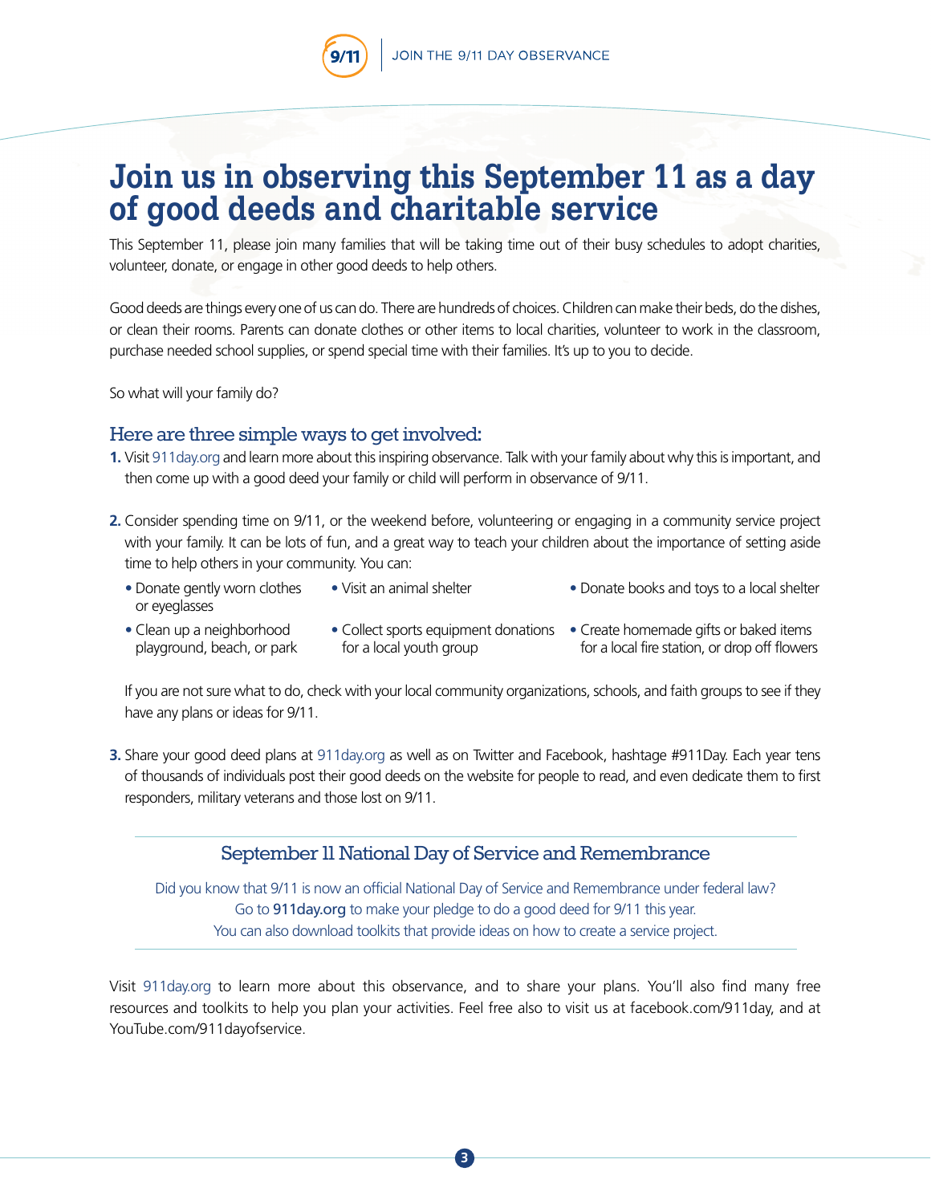# Join us in observing this September 11 as a day of good deeds and charitable service

This September 11, please join many families that will be taking time out of their busy schedules to adopt charities, volunteer, donate, or engage in other good deeds to help others.

Good deeds are things every one of us can do. There are hundreds of choices. Children can make their beds, do the dishes, or clean their rooms. Parents can donate clothes or other items to local charities, volunteer to work in the classroom, purchase needed school supplies, or spend special time with their families. It's up to you to decide.

So what will your family do?

## Here are three simple ways to get involved:

1. Visit 911day.org and learn more about this inspiring observance. Talk with your family about why this is important, and then come up with a good deed your family or child will perform in observance of 9/11.

2. Consider spending time on 9/11, or the weekend before, volunteering or engaging in a community service project with your family. It can be lots of fun, and a great way to teach your children about the importance of setting aside time to help others in your community. You can:

   - Donate gently worn clothes or eyeglasses
   - Visit an animal shelter
   - Donate books and toys to a local shelter
   - Clean up a neighborhood playground, beach, or park
   - Collect sports equipment donations for a local youth group
   - Create homemade gifts or baked items for a local fire station, or drop off flowers

   If you are not sure what to do, check with your local community organizations, schools, and faith groups to see if they have any plans or ideas for 9/11.

3. Share your good deed plans at 911day.org as well as on Twitter and Facebook, hashtage #911Day. Each year tens of thousands of individuals post their good deeds on the website for people to read, and even dedicate them to first responders, military veterans and those lost on 9/11.

---

## September 11 National Day of Service and Remembrance

Did you know that 9/11 is now an official National Day of Service and Remembrance under federal law?
Go to **911day.org** to make your pledge to do a good deed for 9/11 this year.
You can also download toolkits that provide ideas on how to create a service project.

---

Visit 911day.org to learn more about this observance, and to share your plans. You'll also find many free resources and toolkits to help you plan your activities. Feel free also to visit us at facebook.com/911day, and at YouTube.com/911dayofservice.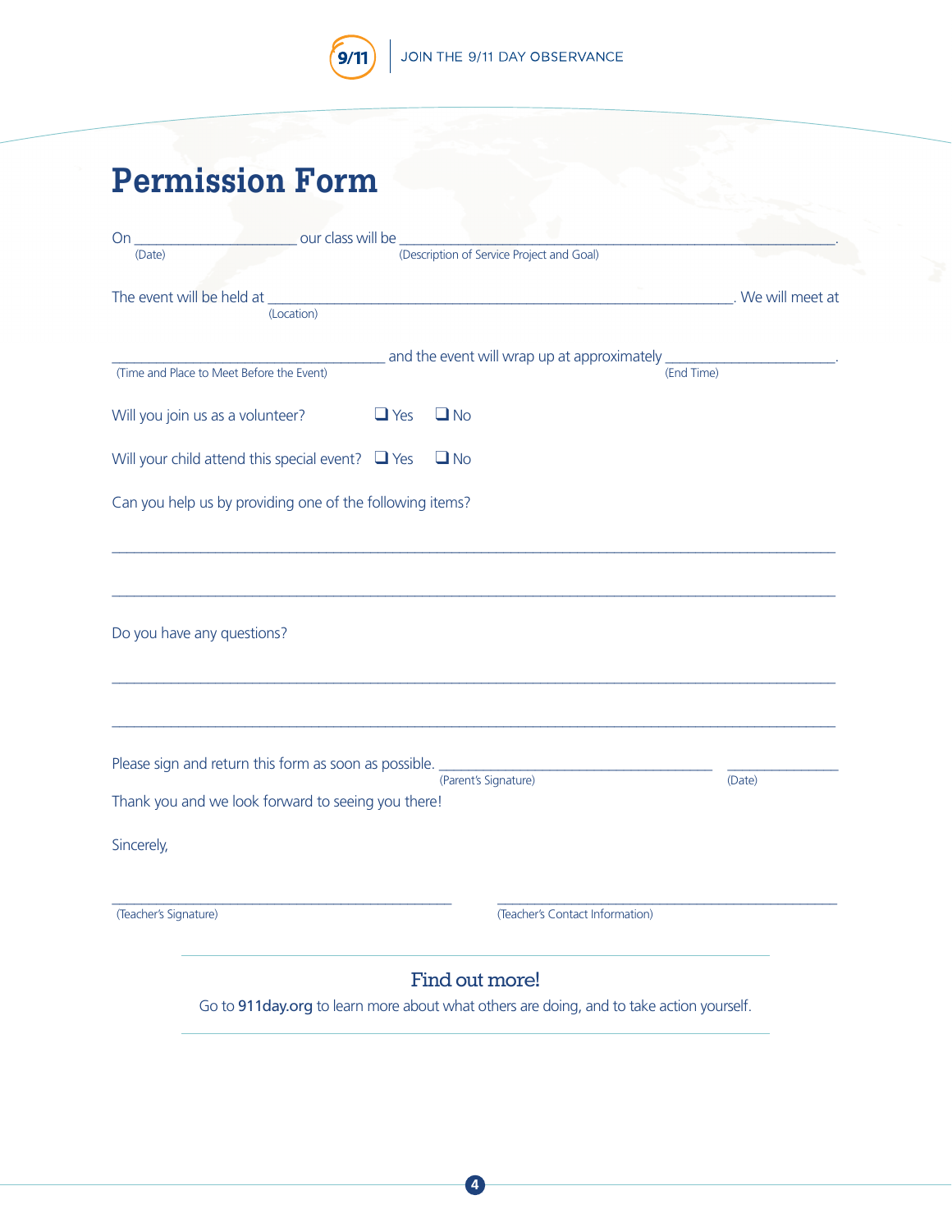# Permission Form

On ____________________ our class will be ______________________________________________________.
(Date) (Description of Service Project and Goal)

The event will be held at ________________________________________________________. We will meet at
(Location)

________________________________ and the event will wrap up at approximately ____________________.
(Time and Place to Meet Before the Event) (End Time)

Will you join us as a volunteer? ❑ Yes ❑ No

Will your child attend this special event? ❑ Yes ❑ No

Can you help us by providing one of the following items?

______________________________________________________________________________________

______________________________________________________________________________________

Do you have any questions?

______________________________________________________________________________________

______________________________________________________________________________________

Please sign and return this form as soon as possible. ________________________________ ____________
(Parent's Signature) (Date)

Thank you and we look forward to seeing you there!

Sincerely,

________________________________________ ________________________________________
(Teacher's Signature) (Teacher's Contact Information)

## Find out more!

Go to **911day.org** to learn more about what others are doing, and to take action yourself.